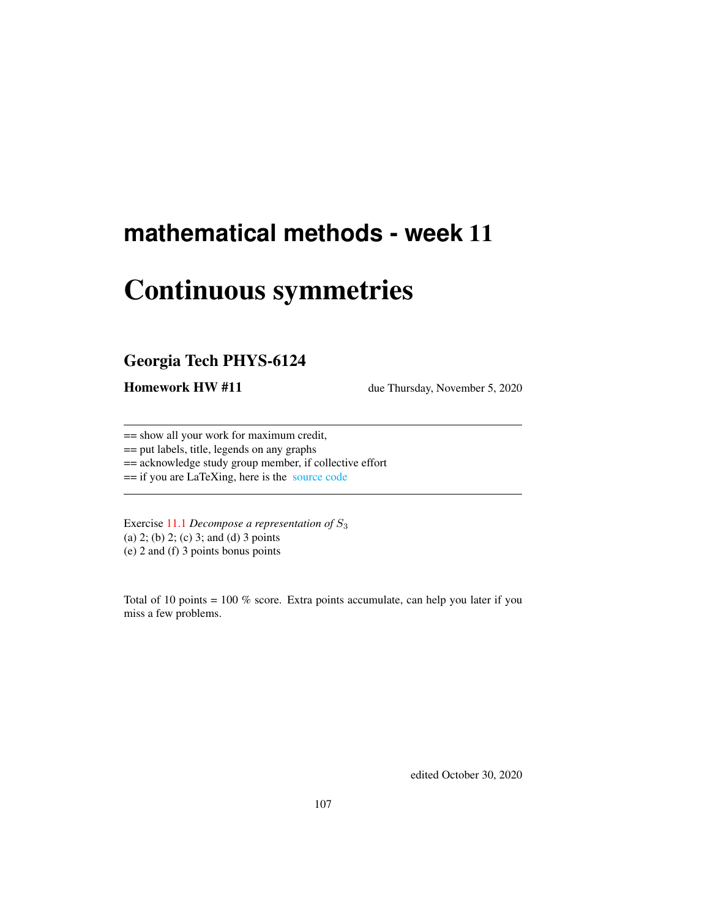# mathematical methods - week 11

# Continuous symmetries

## Georgia Tech PHYS-6124

**Homework HW #11** due Thursday, November 5, 2020

---

== show all your work for maximum credit,
== put labels, title, legends on any graphs
== acknowledge study group member, if collective effort
== if you are LaTeXing, here is the source code

---

Exercise 11.1 *Decompose a representation of $S_3$*
(a) 2; (b) 2; (c) 3; and (d) 3 points
(e) 2 and (f) 3 points bonus points

Total of 10 points = 100 % score. Extra points accumulate, can help you later if you miss a few problems.

edited October 30, 2020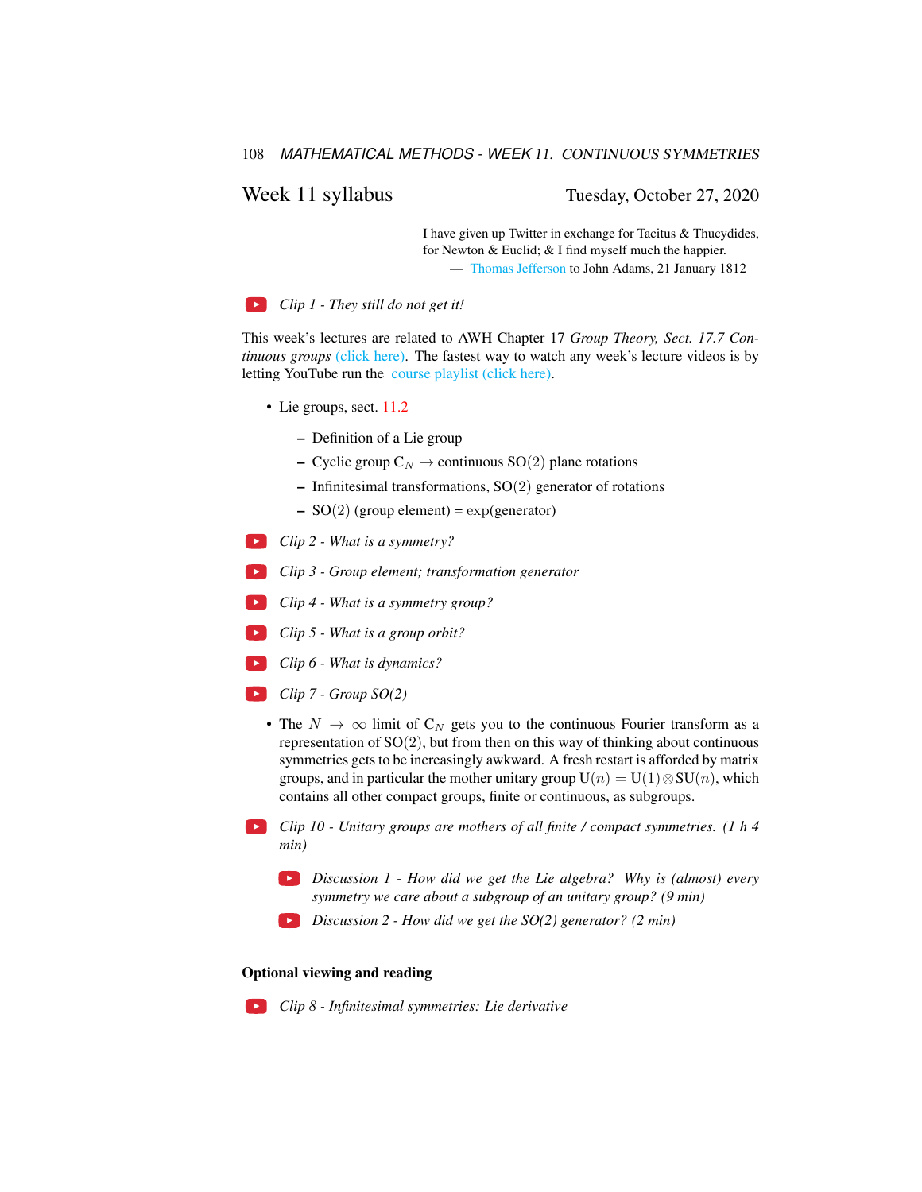## Week 11 syllabus

Tuesday, October 27, 2020

> I have given up Twitter in exchange for Tacitus & Thucydides, for Newton & Euclid; & I find myself much the happier.
> — Thomas Jefferson to John Adams, 21 January 1812

*Clip 1 - They still do not get it!*

This week's lectures are related to AWH Chapter 17 *Group Theory, Sect. 17.7 Continuous groups* (click here). The fastest way to watch any week's lecture videos is by letting YouTube run the course playlist (click here).

- Lie groups, sect. 11.2
  - Definition of a Lie group
  - Cyclic group $C_N \to$ continuous $SO(2)$ plane rotations
  - Infinitesimal transformations, $SO(2)$ generator of rotations
  - $SO(2)$ (group element) = $\exp$(generator)

*Clip 2 - What is a symmetry?*

*Clip 3 - Group element; transformation generator*

*Clip 4 - What is a symmetry group?*

*Clip 5 - What is a group orbit?*

*Clip 6 - What is dynamics?*

*Clip 7 - Group SO(2)*

- The $N \to \infty$ limit of $C_N$ gets you to the continuous Fourier transform as a representation of $SO(2)$, but from then on this way of thinking about continuous symmetries gets to be increasingly awkward. A fresh restart is afforded by matrix groups, and in particular the mother unitary group $U(n) = U(1) \otimes SU(n)$, which contains all other compact groups, finite or continuous, as subgroups.

*Clip 10 - Unitary groups are mothers of all finite / compact symmetries. (1 h 4 min)*

*Discussion 1 - How did we get the Lie algebra? Why is (almost) every symmetry we care about a subgroup of an unitary group? (9 min)*

*Discussion 2 - How did we get the SO(2) generator? (2 min)*

### Optional viewing and reading

*Clip 8 - Infinitesimal symmetries: Lie derivative*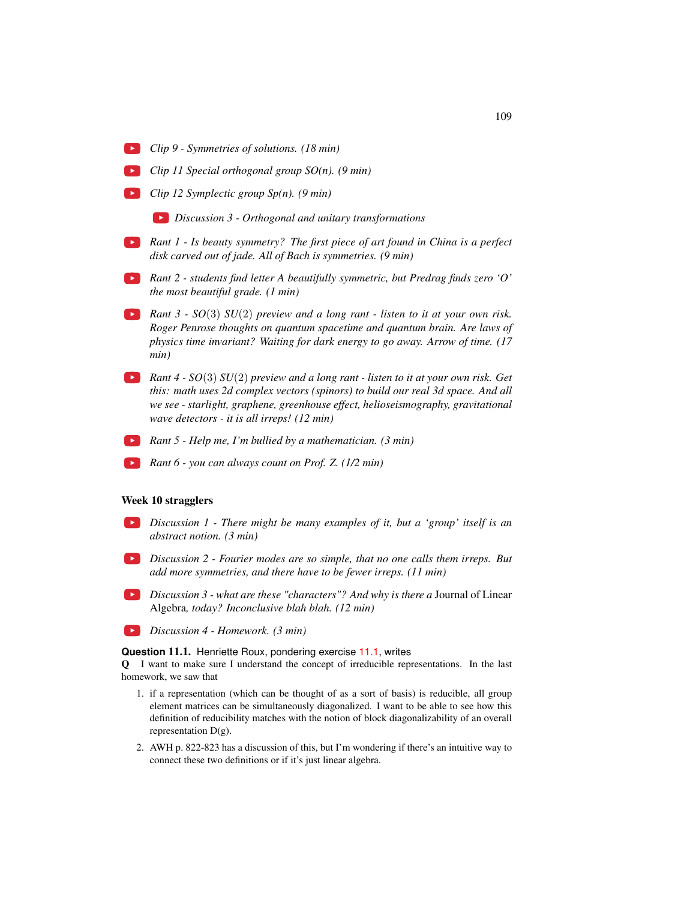- *Clip 9 - Symmetries of solutions. (18 min)*
- *Clip 11 Special orthogonal group SO(n). (9 min)*
- *Clip 12 Symplectic group Sp(n). (9 min)*
  - *Discussion 3 - Orthogonal and unitary transformations*
- *Rant 1 - Is beauty symmetry? The first piece of art found in China is a perfect disk carved out of jade. All of Bach is symmetries. (9 min)*
- *Rant 2 - students find letter A beautifully symmetric, but Predrag finds zero 'O' the most beautiful grade. (1 min)*
- *Rant 3 - $SO(3)$ $SU(2)$ preview and a long rant - listen to it at your own risk. Roger Penrose thoughts on quantum spacetime and quantum brain. Are laws of physics time invariant? Waiting for dark energy to go away. Arrow of time. (17 min)*
- *Rant 4 - $SO(3)$ $SU(2)$ preview and a long rant - listen to it at your own risk. Get this: math uses 2d complex vectors (spinors) to build our real 3d space. And all we see - starlight, graphene, greenhouse effect, helioseismography, gravitational wave detectors - it is all irreps! (12 min)*
- *Rant 5 - Help me, I'm bullied by a mathematician. (3 min)*
- *Rant 6 - you can always count on Prof. Z. (1/2 min)*

### Week 10 stragglers

- *Discussion 1 - There might be many examples of it, but a 'group' itself is an abstract notion. (3 min)*
- *Discussion 2 - Fourier modes are so simple, that no one calls them irreps. But add more symmetries, and there have to be fewer irreps. (11 min)*
- *Discussion 3 - what are these "characters"? And why is there a* Journal of Linear Algebra*, today? Inconclusive blah blah. (12 min)*
- *Discussion 4 - Homework. (3 min)*

**Question 11.1.** Henriette Roux, pondering exercise 11.1, writes

**Q** I want to make sure I understand the concept of irreducible representations. In the last homework, we saw that

1. if a representation (which can be thought of as a sort of basis) is reducible, all group element matrices can be simultaneously diagonalized. I want to be able to see how this definition of reducibility matches with the notion of block diagonalizability of an overall representation D(g).
2. AWH p. 822-823 has a discussion of this, but I'm wondering if there's an intuitive way to connect these two definitions or if it's just linear algebra.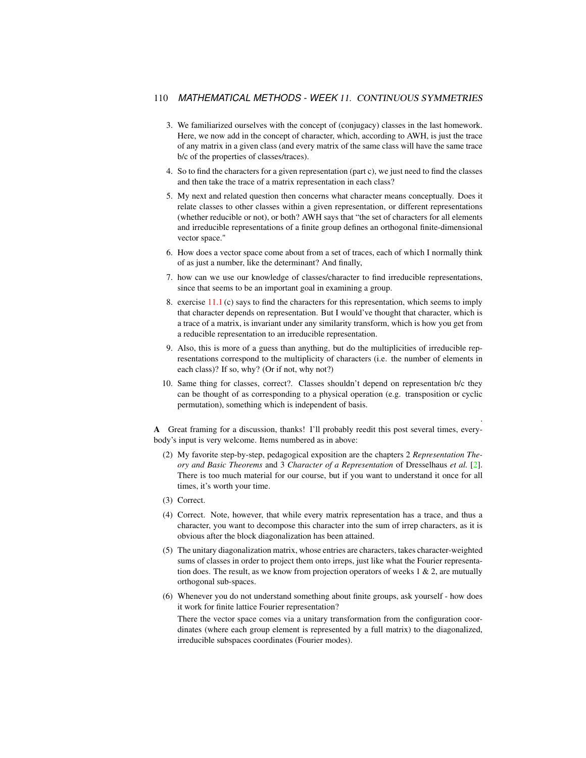3. We familiarized ourselves with the concept of (conjugacy) classes in the last homework. Here, we now add in the concept of character, which, according to AWH, is just the trace of any matrix in a given class (and every matrix of the same class will have the same trace b/c of the properties of classes/traces).

4. So to find the characters for a given representation (part c), we just need to find the classes and then take the trace of a matrix representation in each class?

5. My next and related question then concerns what character means conceptually. Does it relate classes to other classes within a given representation, or different representations (whether reducible or not), or both? AWH says that "the set of characters for all elements and irreducible representations of a finite group defines an orthogonal finite-dimensional vector space."

6. How does a vector space come about from a set of traces, each of which I normally think of as just a number, like the determinant? And finally,

7. how can we use our knowledge of classes/character to find irreducible representations, since that seems to be an important goal in examining a group.

8. exercise 11.1 (c) says to find the characters for this representation, which seems to imply that character depends on representation. But I would've thought that character, which is a trace of a matrix, is invariant under any similarity transform, which is how you get from a reducible representation to an irreducible representation.

9. Also, this is more of a guess than anything, but do the multiplicities of irreducible representations correspond to the multiplicity of characters (i.e. the number of elements in each class)? If so, why? (Or if not, why not?)

10. Same thing for classes, correct?. Classes shouldn't depend on representation b/c they can be thought of as corresponding to a physical operation (e.g. transposition or cyclic permutation), something which is independent of basis.

**A** Great framing for a discussion, thanks! I'll probably reedit this post several times, everybody's input is very welcome. Items numbered as in above:

(2) My favorite step-by-step, pedagogical exposition are the chapters 2 *Representation Theory and Basic Theorems* and 3 *Character of a Representation* of Dresselhaus *et al.* [2]. There is too much material for our course, but if you want to understand it once for all times, it's worth your time.

(3) Correct.

(4) Correct. Note, however, that while every matrix representation has a trace, and thus a character, you want to decompose this character into the sum of irrep characters, as it is obvious after the block diagonalization has been attained.

(5) The unitary diagonalization matrix, whose entries are characters, takes character-weighted sums of classes in order to project them onto irreps, just like what the Fourier representation does. The result, as we know from projection operators of weeks 1 & 2, are mutually orthogonal sub-spaces.

(6) Whenever you do not understand something about finite groups, ask yourself - how does it work for finite lattice Fourier representation?

There the vector space comes via a unitary transformation from the configuration coordinates (where each group element is represented by a full matrix) to the diagonalized, irreducible subspaces coordinates (Fourier modes).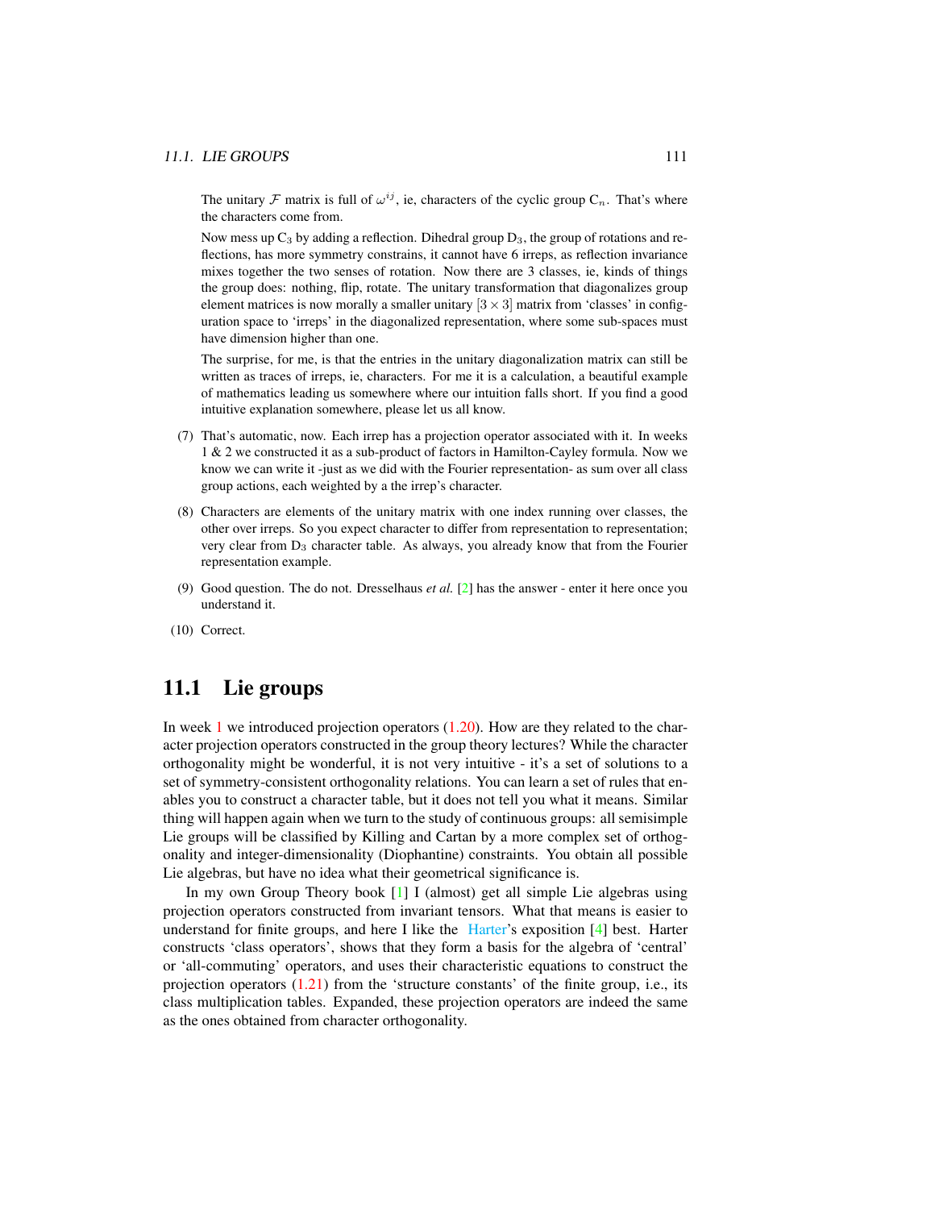The unitary $\mathcal{F}$ matrix is full of $\omega^{ij}$, ie, characters of the cyclic group $C_n$. That's where the characters come from.

Now mess up $C_3$ by adding a reflection. Dihedral group $D_3$, the group of rotations and reflections, has more symmetry constrains, it cannot have 6 irreps, as reflection invariance mixes together the two senses of rotation. Now there are 3 classes, ie, kinds of things the group does: nothing, flip, rotate. The unitary transformation that diagonalizes group element matrices is now morally a smaller unitary $[3 \times 3]$ matrix from 'classes' in configuration space to 'irreps' in the diagonalized representation, where some sub-spaces must have dimension higher than one.

The surprise, for me, is that the entries in the unitary diagonalization matrix can still be written as traces of irreps, ie, characters. For me it is a calculation, a beautiful example of mathematics leading us somewhere where our intuition falls short. If you find a good intuitive explanation somewhere, please let us all know.

(7) That's automatic, now. Each irrep has a projection operator associated with it. In weeks 1 & 2 we constructed it as a sub-product of factors in Hamilton-Cayley formula. Now we know we can write it -just as we did with the Fourier representation- as sum over all class group actions, each weighted by a the irrep's character.

(8) Characters are elements of the unitary matrix with one index running over classes, the other over irreps. So you expect character to differ from representation to representation; very clear from $D_3$ character table. As always, you already know that from the Fourier representation example.

(9) Good question. The do not. Dresselhaus *et al.* [2] has the answer - enter it here once you understand it.

(10) Correct.

## 11.1 Lie groups

In week 1 we introduced projection operators (1.20). How are they related to the character projection operators constructed in the group theory lectures? While the character orthogonality might be wonderful, it is not very intuitive - it's a set of solutions to a set of symmetry-consistent orthogonality relations. You can learn a set of rules that enables you to construct a character table, but it does not tell you what it means. Similar thing will happen again when we turn to the study of continuous groups: all semisimple Lie groups will be classified by Killing and Cartan by a more complex set of orthogonality and integer-dimensionality (Diophantine) constraints. You obtain all possible Lie algebras, but have no idea what their geometrical significance is.

In my own Group Theory book [1] I (almost) get all simple Lie algebras using projection operators constructed from invariant tensors. What that means is easier to understand for finite groups, and here I like the Harter's exposition [4] best. Harter constructs 'class operators', shows that they form a basis for the algebra of 'central' or 'all-commuting' operators, and uses their characteristic equations to construct the projection operators (1.21) from the 'structure constants' of the finite group, i.e., its class multiplication tables. Expanded, these projection operators are indeed the same as the ones obtained from character orthogonality.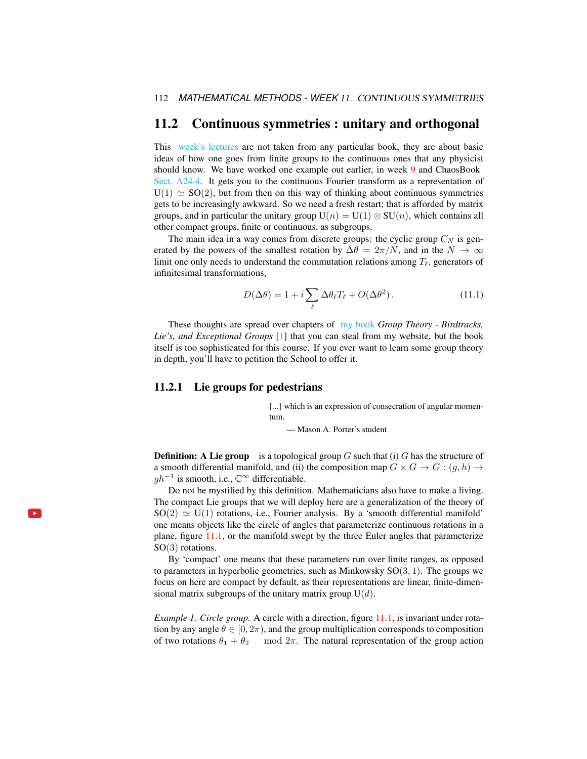## 11.2 Continuous symmetries : unitary and orthogonal

This week's lectures are not taken from any particular book, they are about basic ideas of how one goes from finite groups to the continuous ones that any physicist should know. We have worked one example out earlier, in week 9 and ChaosBook Sect. A24.4. It gets you to the continuous Fourier transform as a representation of $\mathrm{U}(1) \simeq \mathrm{SO}(2)$, but from then on this way of thinking about continuous symmetries gets to be increasingly awkward. So we need a fresh restart; that is afforded by matrix groups, and in particular the unitary group $\mathrm{U}(n) = \mathrm{U}(1) \otimes \mathrm{SU}(n)$, which contains all other compact groups, finite or continuous, as subgroups.

The main idea in a way comes from discrete groups: the cyclic group $C_N$ is generated by the powers of the smallest rotation by $\Delta\theta = 2\pi/N$, and in the $N \to \infty$ limit one only needs to understand the commutation relations among $T_\ell$, generators of infinitesimal transformations,

$$D(\Delta\theta) = 1 + i \sum_\ell \Delta\theta_\ell T_\ell + O(\Delta\theta^2) \,. \tag{11.1}$$

These thoughts are spread over chapters of my book *Group Theory - Birdtracks, Lie's, and Exceptional Groups* [1] that you can steal from my website, but the book itself is too sophisticated for this course. If you ever want to learn some group theory in depth, you'll have to petition the School to offer it.

### 11.2.1 Lie groups for pedestrians

> [...] which is an expression of consecration of angular momentum.
>
> — Mason A. Porter's student

**Definition: A Lie group** is a topological group $G$ such that (i) $G$ has the structure of a smooth differential manifold, and (ii) the composition map $G \times G \to G : (g, h) \to gh^{-1}$ is smooth, i.e., $\mathbb{C}^\infty$ differentiable.

Do not be mystified by this definition. Mathematicians also have to make a living. The compact Lie groups that we will deploy here are a generalization of the theory of $\mathrm{SO}(2) \simeq \mathrm{U}(1)$ rotations, i.e., Fourier analysis. By a 'smooth differential manifold' one means objects like the circle of angles that parameterize continuous rotations in a plane, figure 11.1, or the manifold swept by the three Euler angles that parameterize $\mathrm{SO}(3)$ rotations.

By 'compact' one means that these parameters run over finite ranges, as opposed to parameters in hyperbolic geometries, such as Minkowsky $\mathrm{SO}(3,1)$. The groups we focus on here are compact by default, as their representations are linear, finite-dimensional matrix subgroups of the unitary matrix group $\mathrm{U}(d)$.

*Example 1. Circle group.* A circle with a direction, figure 11.1, is invariant under rotation by any angle $\theta \in [0, 2\pi)$, and the group multiplication corresponds to composition of two rotations $\theta_1 + \theta_2 \mod 2\pi$. The natural representation of the group action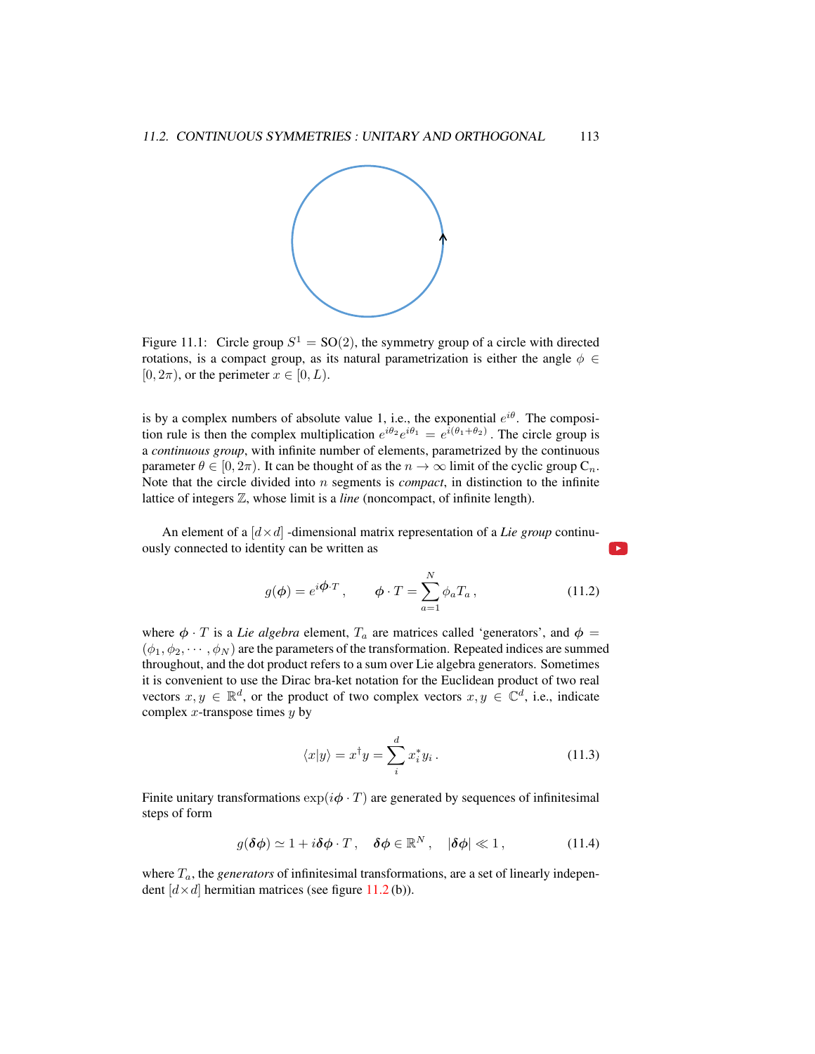Figure 11.1: Circle group $S^1 = \mathrm{SO}(2)$, the symmetry group of a circle with directed rotations, is a compact group, as its natural parametrization is either the angle $\phi \in [0, 2\pi)$, or the perimeter $x \in [0, L)$.

is by a complex numbers of absolute value 1, i.e., the exponential $e^{i\theta}$. The composition rule is then the complex multiplication $e^{i\theta_2} e^{i\theta_1} = e^{i(\theta_1+\theta_2)}$. The circle group is a *continuous group*, with infinite number of elements, parametrized by the continuous parameter $\theta \in [0, 2\pi)$. It can be thought of as the $n \to \infty$ limit of the cyclic group $\mathrm{C}_n$. Note that the circle divided into $n$ segments is *compact*, in distinction to the infinite lattice of integers $\mathbb{Z}$, whose limit is a *line* (noncompact, of infinite length).

An element of a $[d \times d]$ -dimensional matrix representation of a *Lie group* continuously connected to identity can be written as

$$
g(\boldsymbol{\phi}) = e^{i\boldsymbol{\phi}\cdot T}\,, \qquad \boldsymbol{\phi}\cdot T = \sum_{a=1}^{N} \phi_a T_a\,, \tag{11.2}
$$

where $\boldsymbol{\phi}\cdot T$ is a *Lie algebra* element, $T_a$ are matrices called 'generators', and $\boldsymbol{\phi} = (\phi_1, \phi_2, \cdots, \phi_N)$ are the parameters of the transformation. Repeated indices are summed throughout, and the dot product refers to a sum over Lie algebra generators. Sometimes it is convenient to use the Dirac bra-ket notation for the Euclidean product of two real vectors $x, y \in \mathbb{R}^d$, or the product of two complex vectors $x, y \in \mathbb{C}^d$, i.e., indicate complex $x$-transpose times $y$ by

$$
\langle x|y\rangle = x^\dagger y = \sum_i^d x_i^* y_i\,. \tag{11.3}
$$

Finite unitary transformations $\exp(i\boldsymbol{\phi}\cdot T)$ are generated by sequences of infinitesimal steps of form

$$
g(\boldsymbol{\delta\phi}) \simeq 1 + i\boldsymbol{\delta\phi}\cdot T\,, \quad \boldsymbol{\delta\phi} \in \mathbb{R}^N\,, \quad |\boldsymbol{\delta\phi}| \ll 1\,, \tag{11.4}
$$

where $T_a$, the *generators* of infinitesimal transformations, are a set of linearly independent $[d \times d]$ hermitian matrices (see figure 11.2 (b)).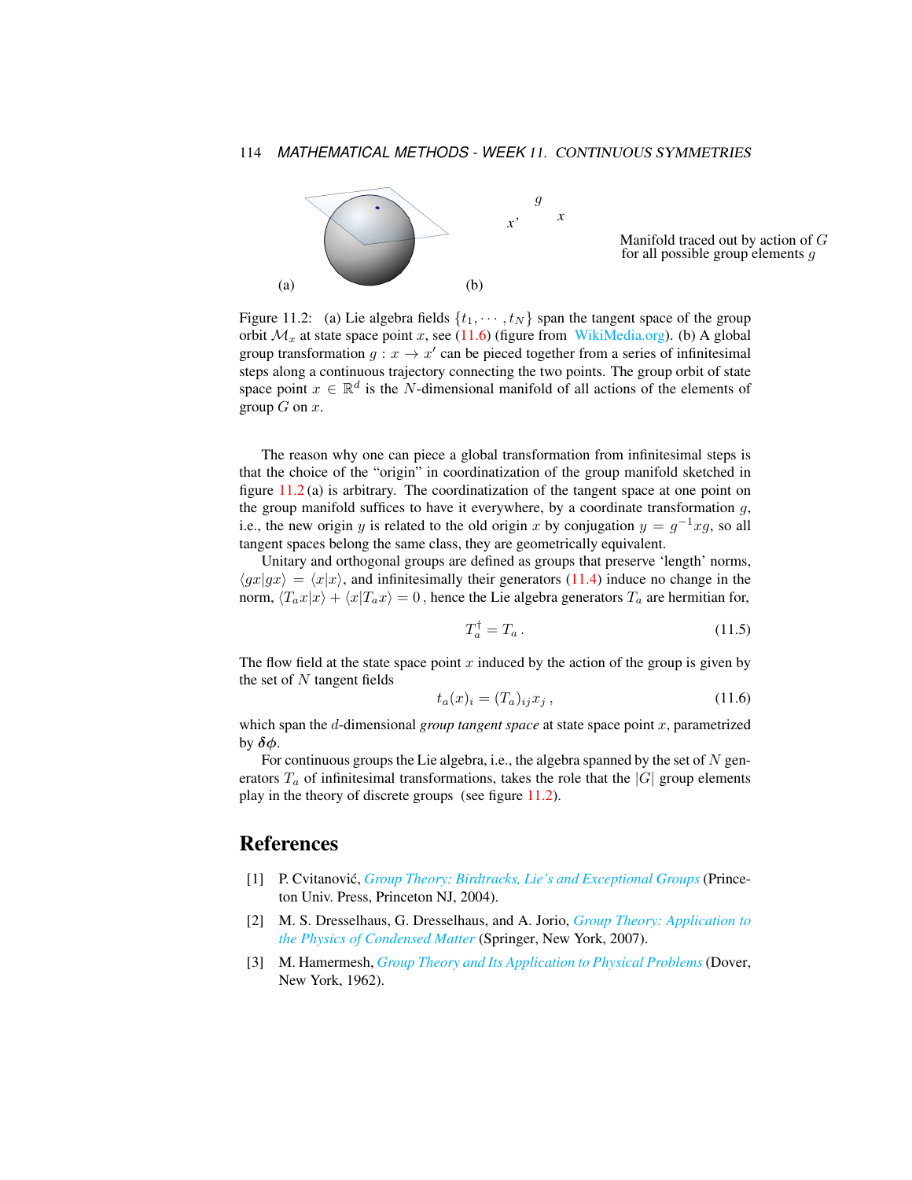Manifold traced out by action of $G$ for all possible group elements $g$

Figure 11.2: (a) Lie algebra fields $\{t_1, \cdots, t_N\}$ span the tangent space of the group orbit $\mathcal{M}_x$ at state space point $x$, see (11.6) (figure from WikiMedia.org). (b) A global group transformation $g : x \to x'$ can be pieced together from a series of infinitesimal steps along a continuous trajectory connecting the two points. The group orbit of state space point $x \in \mathbb{R}^d$ is the $N$-dimensional manifold of all actions of the elements of group $G$ on $x$.

The reason why one can piece a global transformation from infinitesimal steps is that the choice of the "origin" in coordinatization of the group manifold sketched in figure 11.2 (a) is arbitrary. The coordinatization of the tangent space at one point on the group manifold suffices to have it everywhere, by a coordinate transformation $g$, i.e., the new origin $y$ is related to the old origin $x$ by conjugation $y = g^{-1}xg$, so all tangent spaces belong the same class, they are geometrically equivalent.

Unitary and orthogonal groups are defined as groups that preserve 'length' norms, $\langle gx|gx\rangle = \langle x|x\rangle$, and infinitesimally their generators (11.4) induce no change in the norm, $\langle T_a x|x\rangle + \langle x|T_a x\rangle = 0$ , hence the Lie algebra generators $T_a$ are hermitian for,

$$T_a^\dagger = T_a \,. \tag{11.5}$$

The flow field at the state space point $x$ induced by the action of the group is given by the set of $N$ tangent fields

$$t_a(x)_i = (T_a)_{ij} x_j \,, \tag{11.6}$$

which span the $d$-dimensional *group tangent space* at state space point $x$, parametrized by $\boldsymbol{\delta\phi}$.

For continuous groups the Lie algebra, i.e., the algebra spanned by the set of $N$ generators $T_a$ of infinitesimal transformations, takes the role that the $|G|$ group elements play in the theory of discrete groups (see figure 11.2).

# References

[1] P. Cvitanović, *Group Theory: Birdtracks, Lie's and Exceptional Groups* (Princeton Univ. Press, Princeton NJ, 2004).

[2] M. S. Dresselhaus, G. Dresselhaus, and A. Jorio, *Group Theory: Application to the Physics of Condensed Matter* (Springer, New York, 2007).

[3] M. Hamermesh, *Group Theory and Its Application to Physical Problems* (Dover, New York, 1962).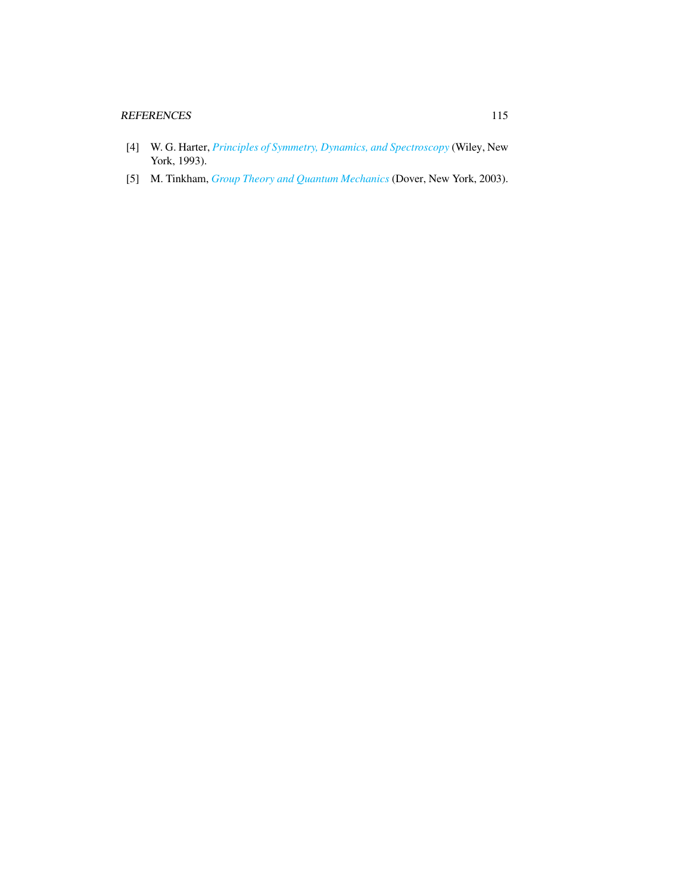[4] W. G. Harter, *Principles of Symmetry, Dynamics, and Spectroscopy* (Wiley, New York, 1993).

[5] M. Tinkham, *Group Theory and Quantum Mechanics* (Dover, New York, 2003).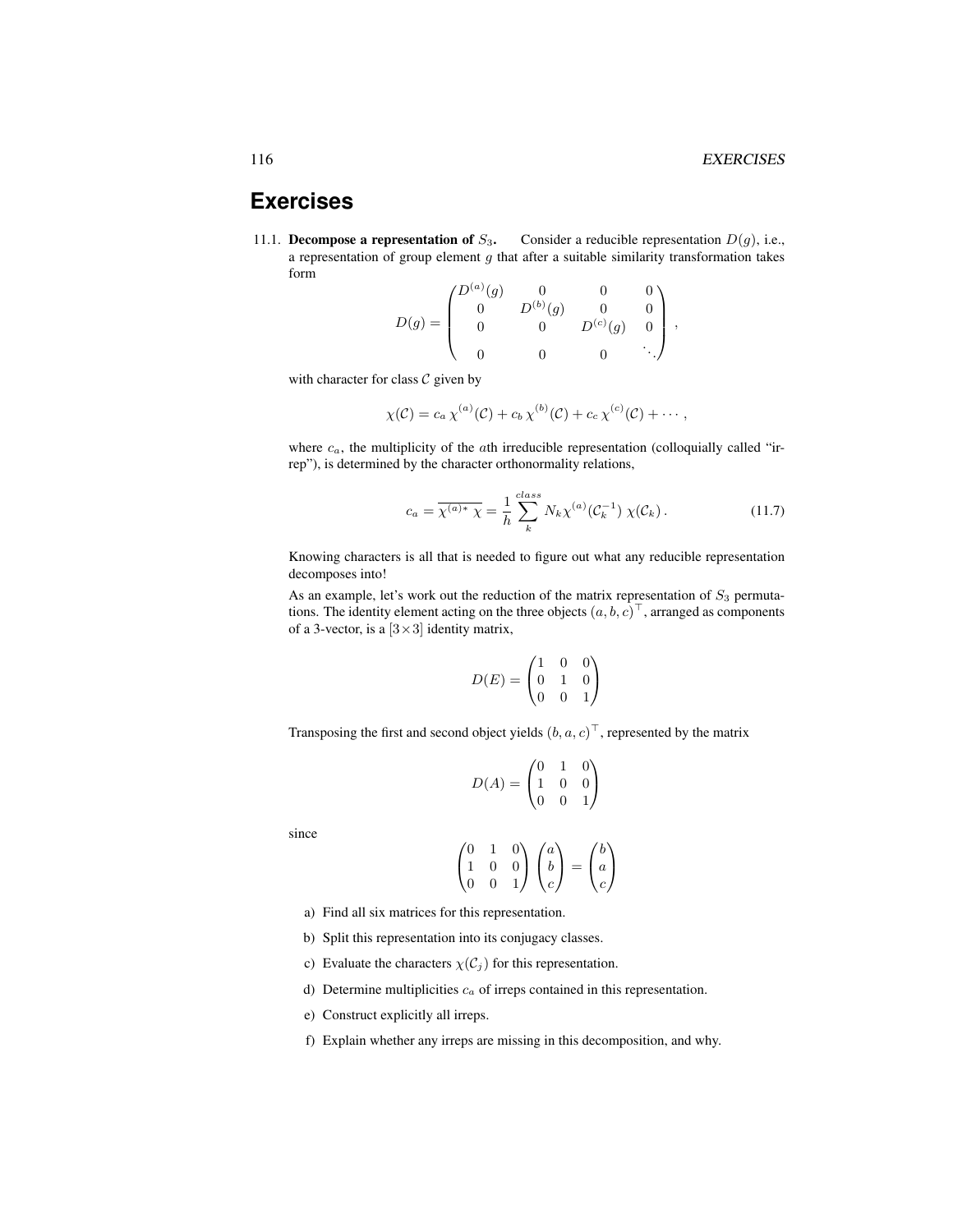## Exercises

11.1. **Decompose a representation of $S_3$.** Consider a reducible representation $D(g)$, i.e., a representation of group element $g$ that after a suitable similarity transformation takes form

$$D(g) = \begin{pmatrix} D^{(a)}(g) & 0 & 0 & 0 \\ 0 & D^{(b)}(g) & 0 & 0 \\ 0 & 0 & D^{(c)}(g) & 0 \\ 0 & 0 & 0 & \ddots \end{pmatrix} ,$$

with character for class $\mathcal{C}$ given by

$$\chi(\mathcal{C}) = c_a\, \chi^{(a)}(\mathcal{C}) + c_b\, \chi^{(b)}(\mathcal{C}) + c_c\, \chi^{(c)}(\mathcal{C}) + \cdots ,$$

where $c_a$, the multiplicity of the $a$th irreducible representation (colloquially called "irrep"), is determined by the character orthonormality relations,

$$c_a = \overline{\chi^{(a)*}\,\chi} = \frac{1}{h} \sum_{k}^{class} N_k \chi^{(a)}(\mathcal{C}_k^{-1})\, \chi(\mathcal{C}_k) \,. \tag{11.7}$$

Knowing characters is all that is needed to figure out what any reducible representation decomposes into!

As an example, let's work out the reduction of the matrix representation of $S_3$ permutations. The identity element acting on the three objects $(a, b, c)^\top$, arranged as components of a 3-vector, is a $[3\times 3]$ identity matrix,

$$D(E) = \begin{pmatrix} 1 & 0 & 0 \\ 0 & 1 & 0 \\ 0 & 0 & 1 \end{pmatrix}$$

Transposing the first and second object yields $(b, a, c)^\top$, represented by the matrix

$$D(A) = \begin{pmatrix} 0 & 1 & 0 \\ 1 & 0 & 0 \\ 0 & 0 & 1 \end{pmatrix}$$

since

$$\begin{pmatrix} 0 & 1 & 0 \\ 1 & 0 & 0 \\ 0 & 0 & 1 \end{pmatrix} \begin{pmatrix} a \\ b \\ c \end{pmatrix} = \begin{pmatrix} b \\ a \\ c \end{pmatrix}$$

a) Find all six matrices for this representation.

b) Split this representation into its conjugacy classes.

c) Evaluate the characters $\chi(\mathcal{C}_j)$ for this representation.

d) Determine multiplicities $c_a$ of irreps contained in this representation.

e) Construct explicitly all irreps.

f) Explain whether any irreps are missing in this decomposition, and why.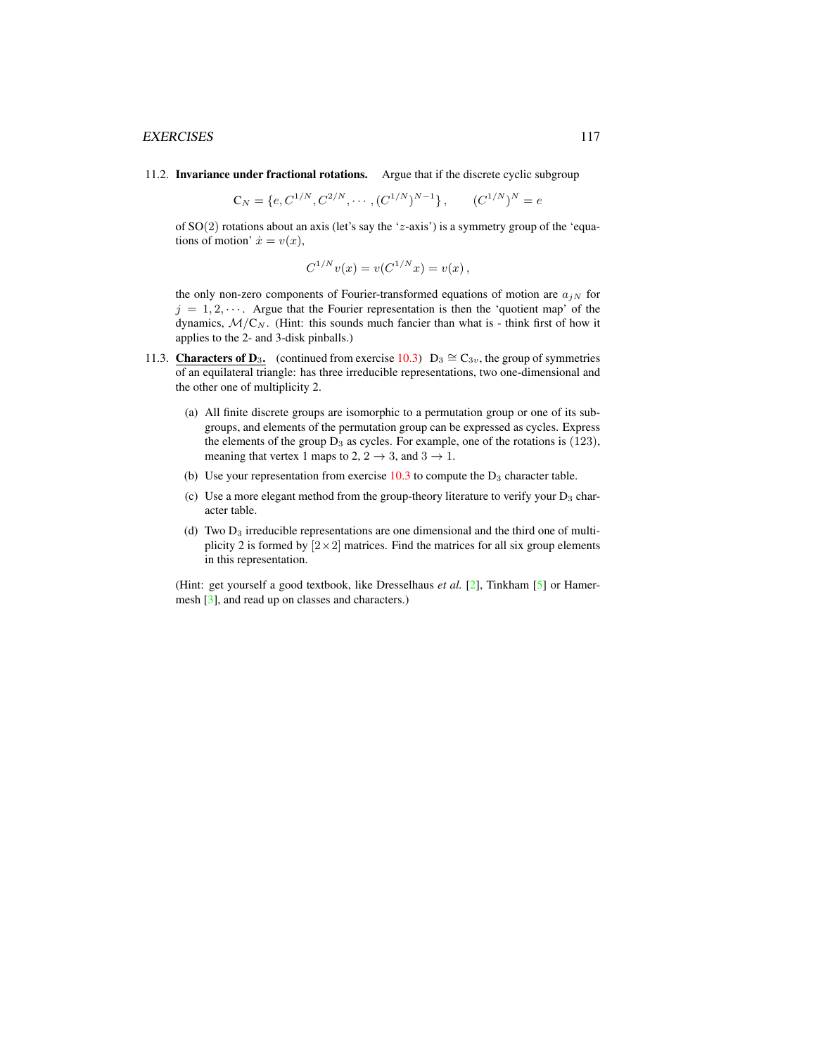11.2. **Invariance under fractional rotations.** Argue that if the discrete cyclic subgroup

$$\mathrm{C}_N = \{e, C^{1/N}, C^{2/N}, \cdots, (C^{1/N})^{N-1}\}, \qquad (C^{1/N})^N = e$$

of SO(2) rotations about an axis (let's say the '$z$-axis') is a symmetry group of the 'equations of motion' $\dot{x} = v(x)$,

$$C^{1/N} v(x) = v(C^{1/N} x) = v(x)\,,$$

the only non-zero components of Fourier-transformed equations of motion are $a_{jN}$ for $j = 1, 2, \cdots$. Argue that the Fourier representation is then the 'quotient map' of the dynamics, $\mathcal{M}/\mathrm{C}_N$. (Hint: this sounds much fancier than what is - think first of how it applies to the 2- and 3-disk pinballs.)

11.3. **Characters of $\mathrm{D}_3$.** (continued from exercise 10.3) $\mathrm{D}_3 \cong \mathrm{C}_{3v}$, the group of symmetries of an equilateral triangle: has three irreducible representations, two one-dimensional and the other one of multiplicity 2.

(a) All finite discrete groups are isomorphic to a permutation group or one of its subgroups, and elements of the permutation group can be expressed as cycles. Express the elements of the group $\mathrm{D}_3$ as cycles. For example, one of the rotations is $(123)$, meaning that vertex 1 maps to 2, $2 \to 3$, and $3 \to 1$.

(b) Use your representation from exercise 10.3 to compute the $\mathrm{D}_3$ character table.

(c) Use a more elegant method from the group-theory literature to verify your $\mathrm{D}_3$ character table.

(d) Two $\mathrm{D}_3$ irreducible representations are one dimensional and the third one of multiplicity 2 is formed by $[2\times 2]$ matrices. Find the matrices for all six group elements in this representation.

(Hint: get yourself a good textbook, like Dresselhaus *et al.* [2], Tinkham [5] or Hamermesh [3], and read up on classes and characters.)